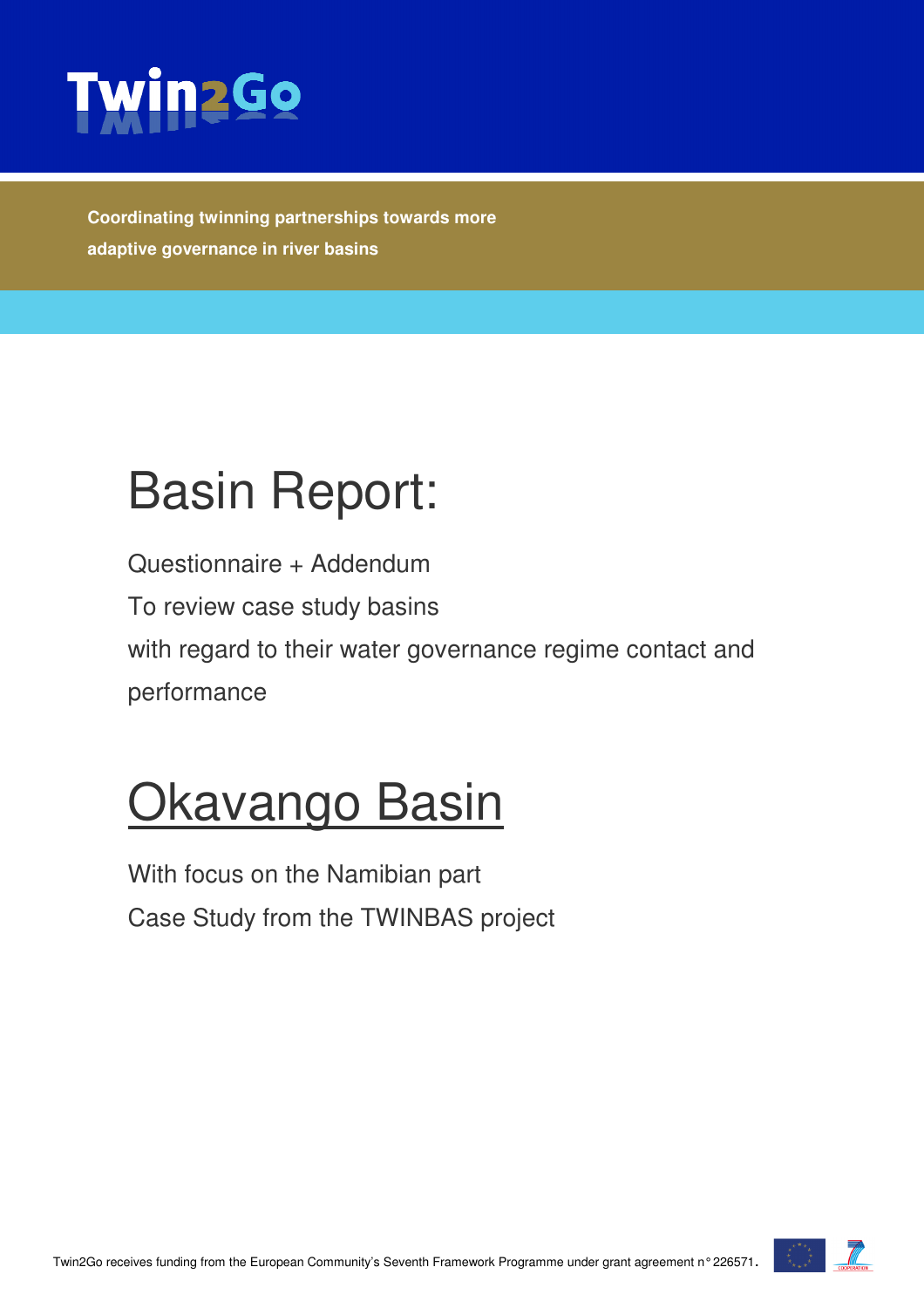# Twin2Go

**Coordinating twinning partnerships towards more adaptive governance in river basins**

# Basin Report:

Questionnaire + Addendum

To review case study basins

with regard to their water governance regime contact and performance

# Okavango Basin

With focus on the Namibian part

Case Study from the TWINBAS project

Twin2Go receives funding from the European Community's Seventh Framework Programme under grant agreement n° 226571.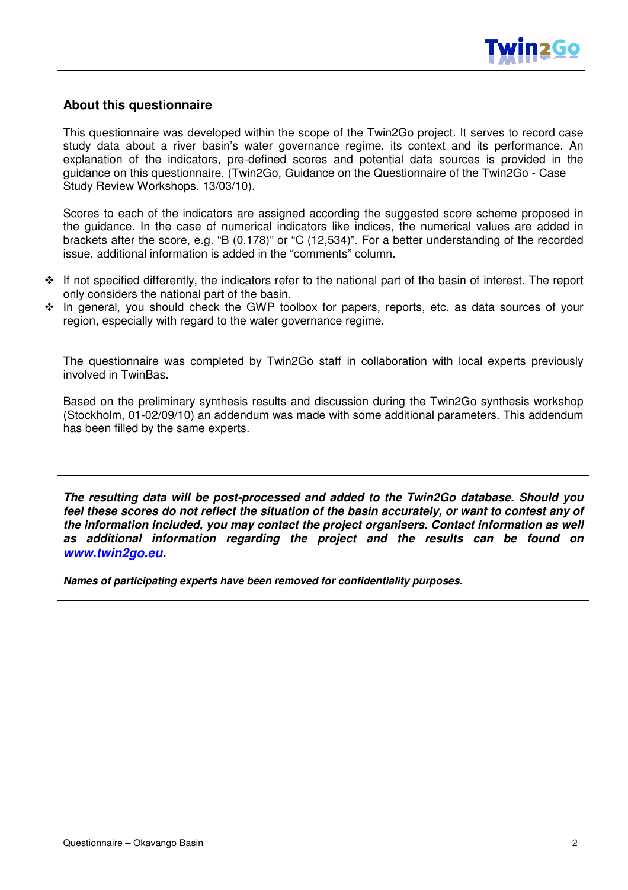## About this questionnaire

This questionnaire was developed within the scope of the Twin2Go project. It serves to record case study data about a river basin's water governance regime, its context and its performance. An explanation of the indicators, pre-defined scores and potential data sources is provided in the guidance on this questionnaire. (Twin2Go, Guidance on the Questionnaire of the Twin2Go - Case Study Review Workshops. 13/03/10).

Scores to each of the indicators are assigned according the suggested score scheme proposed in the guidance. In the case of numerical indicators like indices, the numerical values are added in brackets after the score, e.g. "B (0.178)" or "C (12,534)". For a better understanding of the recorded issue, additional information is added in the "comments" column.

- If not specified differently, the indicators refer to the national part of the basin of interest. The report only considers the national part of the basin.
- In general, you should check the GWP toolbox for papers, reports, etc. as data sources of your region, especially with regard to the water governance regime.

The questionnaire was completed by Twin2Go staff in collaboration with local experts previously involved in TwinBas.

Based on the preliminary synthesis results and discussion during the Twin2Go synthesis workshop (Stockholm, 01-02/09/10) an addendum was made with some additional parameters. This addendum has been filled by the same experts.

***The resulting data will be post-processed and added to the Twin2Go database. Should you feel these scores do not reflect the situation of the basin accurately, or want to contest any of the information included, you may contact the project organisers. Contact information as well as additional information regarding the project and the results can be found on www.twin2go.eu.***

***Names of participating experts have been removed for confidentiality purposes.***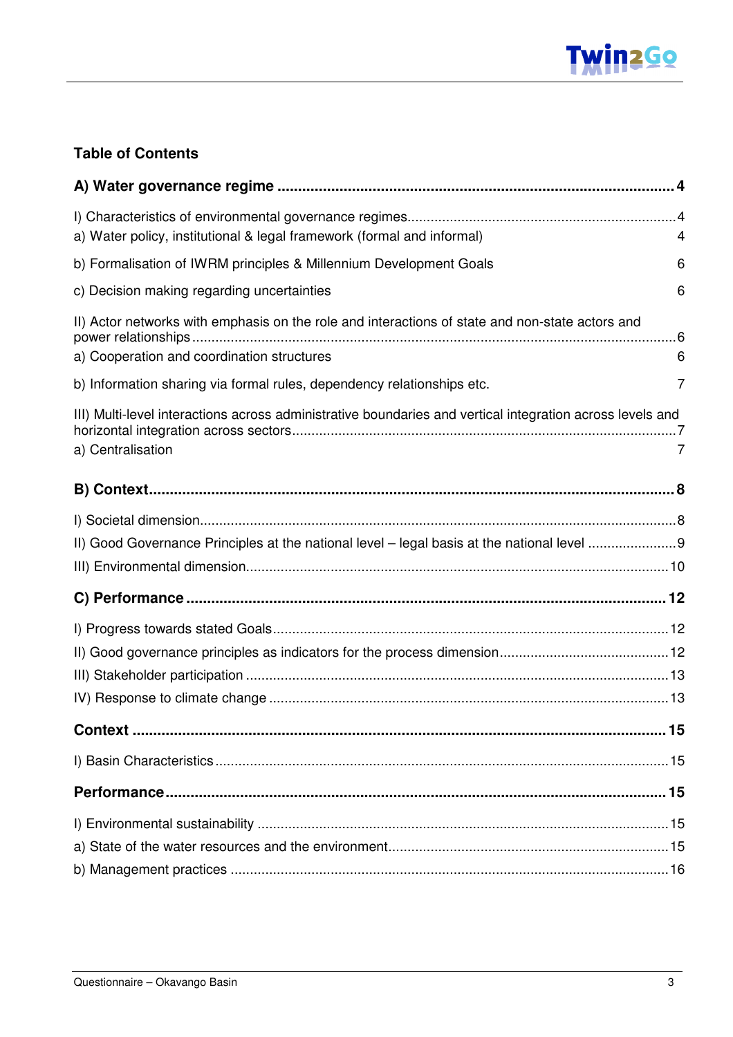## Table of Contents

**A) Water governance regime** ..... **4**

I) Characteristics of environmental governance regimes ..... 4

a) Water policy, institutional & legal framework (formal and informal) ..... 4

b) Formalisation of IWRM principles & Millennium Development Goals ..... 6

c) Decision making regarding uncertainties ..... 6

II) Actor networks with emphasis on the role and interactions of state and non-state actors and power relationships ..... 6

a) Cooperation and coordination structures ..... 6

b) Information sharing via formal rules, dependency relationships etc. ..... 7

III) Multi-level interactions across administrative boundaries and vertical integration across levels and horizontal integration across sectors ..... 7

a) Centralisation ..... 7

**B) Context** ..... **8**

I) Societal dimension ..... 8

II) Good Governance Principles at the national level – legal basis at the national level ..... 9

III) Environmental dimension ..... 10

**C) Performance** ..... **12**

I) Progress towards stated Goals ..... 12

II) Good governance principles as indicators for the process dimension ..... 12

III) Stakeholder participation ..... 13

IV) Response to climate change ..... 13

**Context** ..... **15**

I) Basin Characteristics ..... 15

**Performance** ..... **15**

I) Environmental sustainability ..... 15

a) State of the water resources and the environment ..... 15

b) Management practices ..... 16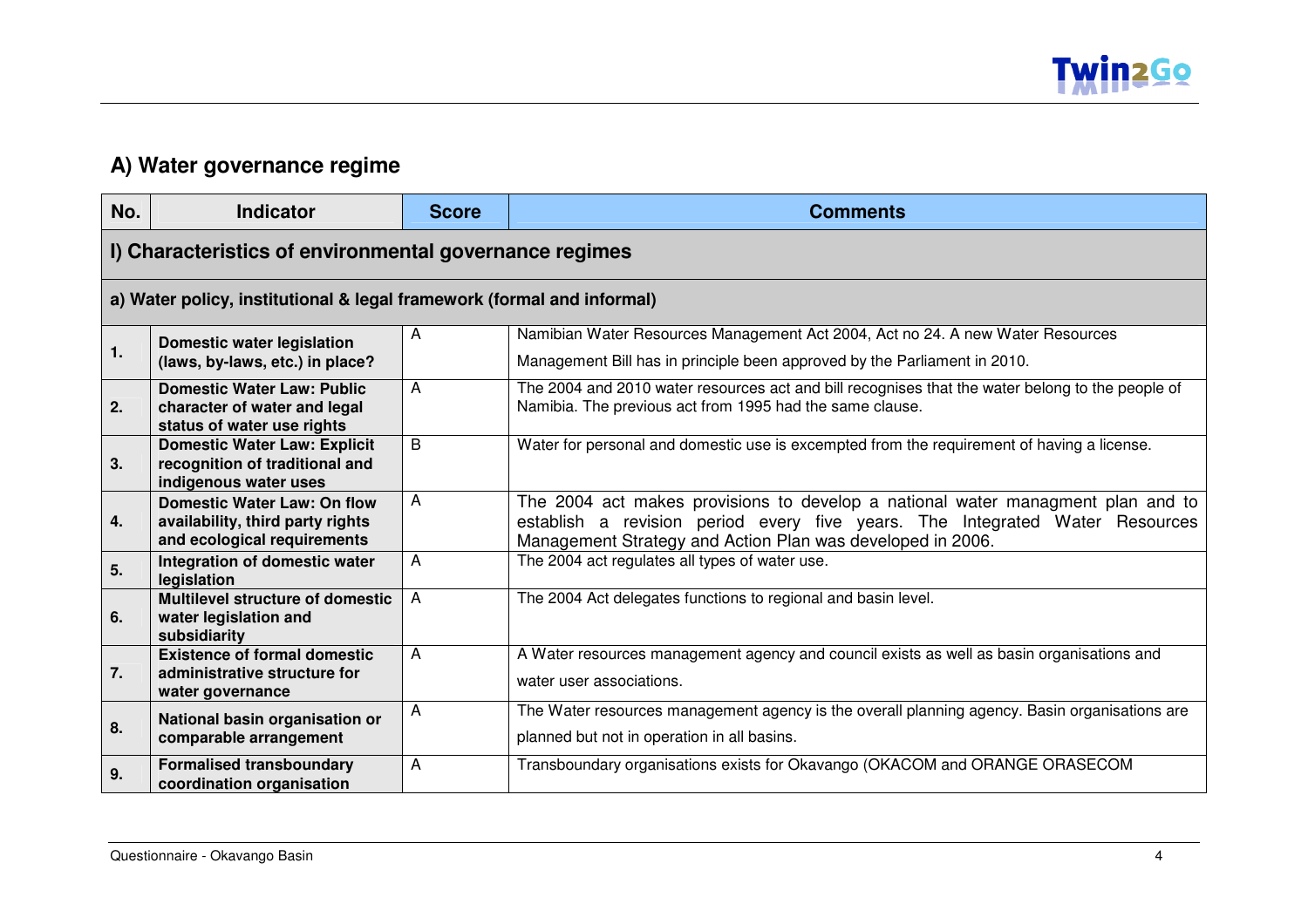## A) Water governance regime

| No. | Indicator | Score | Comments |
|---|---|---|---|
| **I) Characteristics of environmental governance regimes** | | | |
| **a) Water policy, institutional & legal framework (formal and informal)** | | | |
| **1.** | **Domestic water legislation (laws, by-laws, etc.) in place?** | A | Namibian Water Resources Management Act 2004, Act no 24. A new Water Resources Management Bill has in principle been approved by the Parliament in 2010. |
| **2.** | **Domestic Water Law: Public character of water and legal status of water use rights** | A | The 2004 and 2010 water resources act and bill recognises that the water belong to the people of Namibia. The previous act from 1995 had the same clause. |
| **3.** | **Domestic Water Law: Explicit recognition of traditional and indigenous water uses** | B | Water for personal and domestic use is excempted from the requirement of having a license. |
| **4.** | **Domestic Water Law: On flow availability, third party rights and ecological requirements** | A | The 2004 act makes provisions to develop a national water managment plan and to establish a revision period every five years. The Integrated Water Resources Management Strategy and Action Plan was developed in 2006. |
| **5.** | **Integration of domestic water legislation** | A | The 2004 act regulates all types of water use. |
| **6.** | **Multilevel structure of domestic water legislation and subsidiarity** | A | The 2004 Act delegates functions to regional and basin level. |
| **7.** | **Existence of formal domestic administrative structure for water governance** | A | A Water resources management agency and council exists as well as basin organisations and water user associations. |
| **8.** | **National basin organisation or comparable arrangement** | A | The Water resources management agency is the overall planning agency. Basin organisations are planned but not in operation in all basins. |
| **9.** | **Formalised transboundary coordination organisation** | A | Transboundary organisations exists for Okavango (OKACOM and ORANGE ORASECOM |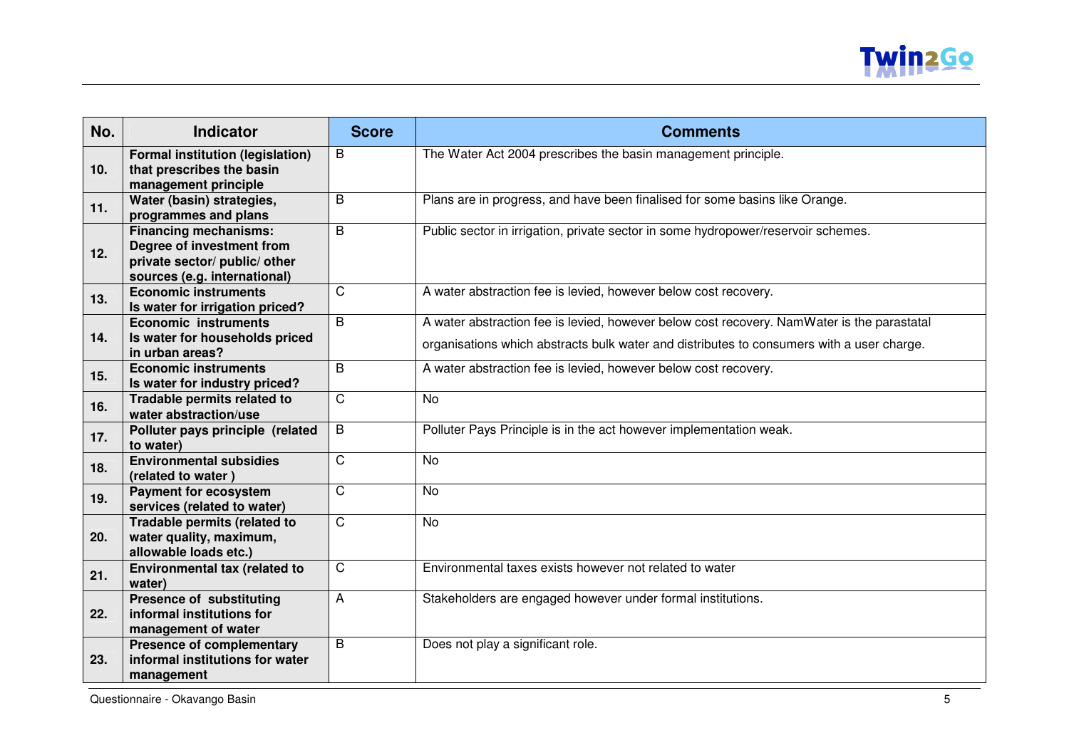| No. | Indicator | Score | Comments |
|---|---|---|---|
| **10.** | **Formal institution (legislation) that prescribes the basin management principle** | B | The Water Act 2004 prescribes the basin management principle. |
| **11.** | **Water (basin) strategies, programmes and plans** | B | Plans are in progress, and have been finalised for some basins like Orange. |
| **12.** | **Financing mechanisms: Degree of investment from private sector/ public/ other sources (e.g. international)** | B | Public sector in irrigation, private sector in some hydropower/reservoir schemes. |
| **13.** | **Economic instruments Is water for irrigation priced?** | C | A water abstraction fee is levied, however below cost recovery. |
| **14.** | **Economic instruments Is water for households priced in urban areas?** | B | A water abstraction fee is levied, however below cost recovery. NamWater is the parastatal organisations which abstracts bulk water and distributes to consumers with a user charge. |
| **15.** | **Economic instruments Is water for industry priced?** | B | A water abstraction fee is levied, however below cost recovery. |
| **16.** | **Tradable permits related to water abstraction/use** | C | No |
| **17.** | **Polluter pays principle (related to water)** | B | Polluter Pays Principle is in the act however implementation weak. |
| **18.** | **Environmental subsidies (related to water )** | C | No |
| **19.** | **Payment for ecosystem services (related to water)** | C | No |
| **20.** | **Tradable permits (related to water quality, maximum, allowable loads etc.)** | C | No |
| **21.** | **Environmental tax (related to water)** | C | Environmental taxes exists however not related to water |
| **22.** | **Presence of substituting informal institutions for management of water** | A | Stakeholders are engaged however under formal institutions. |
| **23.** | **Presence of complementary informal institutions for water management** | B | Does not play a significant role. |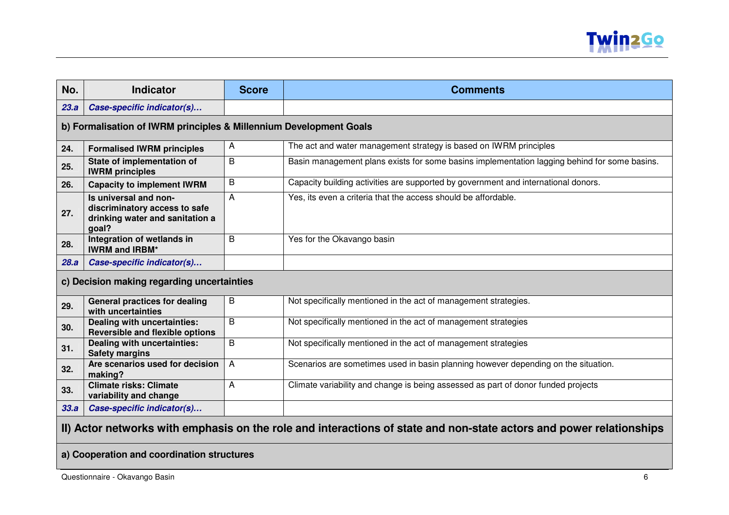| No. | Indicator | Score | Comments |
| --- | --- | --- | --- |
| *23.a* | ***Case-specific indicator(s)…*** | | |
| **b) Formalisation of IWRM principles & Millennium Development Goals** | | | |
| **24.** | **Formalised IWRM principles** | A | The act and water management strategy is based on IWRM principles |
| **25.** | **State of implementation of IWRM principles** | B | Basin management plans exists for some basins implementation lagging behind for some basins. |
| **26.** | **Capacity to implement IWRM** | B | Capacity building activities are supported by government and international donors. |
| **27.** | **Is universal and non-discriminatory access to safe drinking water and sanitation a goal?** | A | Yes, its even a criteria that the access should be affordable. |
| **28.** | **Integration of wetlands in IWRM and IRBM*** | B | Yes for the Okavango basin |
| *28.a* | ***Case-specific indicator(s)…*** | | |
| **c) Decision making regarding uncertainties** | | | |
| **29.** | **General practices for dealing with uncertainties** | B | Not specifically mentioned in the act of management strategies. |
| **30.** | **Dealing with uncertainties: Reversible and flexible options** | B | Not specifically mentioned in the act of management strategies |
| **31.** | **Dealing with uncertainties: Safety margins** | B | Not specifically mentioned in the act of management strategies |
| **32.** | **Are scenarios used for decision making?** | A | Scenarios are sometimes used in basin planning however depending on the situation. |
| **33.** | **Climate risks: Climate variability and change** | A | Climate variability and change is being assessed as part of donor funded projects |
| *33.a* | ***Case-specific indicator(s)…*** | | |
| **II) Actor networks with emphasis on the role and interactions of state and non-state actors and power relationships** | | | |
| **a) Cooperation and coordination structures** | | | |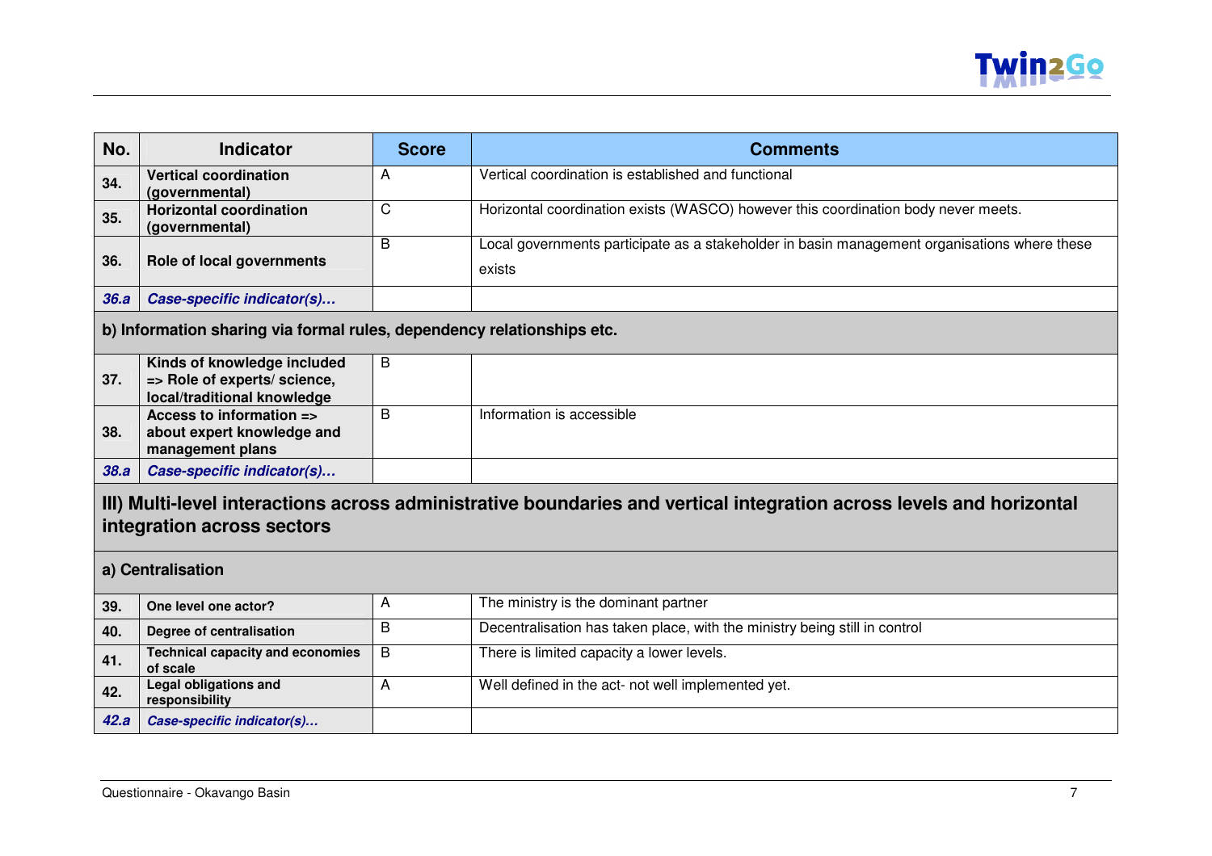| No. | Indicator | Score | Comments |
|---|---|---|---|
| 34. | **Vertical coordination (governmental)** | A | Vertical coordination is established and functional |
| 35. | **Horizontal coordination (governmental)** | C | Horizontal coordination exists (WASCO) however this coordination body never meets. |
| 36. | **Role of local governments** | B | Local governments participate as a stakeholder in basin management organisations where these exists |
| *36.a* | ***Case-specific indicator(s)…*** | | |
| **b) Information sharing via formal rules, dependency relationships etc.** | | | |
| 37. | **Kinds of knowledge included => Role of experts/ science, local/traditional knowledge** | B | |
| 38. | **Access to information => about expert knowledge and management plans** | B | Information is accessible |
| *38.a* | ***Case-specific indicator(s)…*** | | |
| **III) Multi-level interactions across administrative boundaries and vertical integration across levels and horizontal integration across sectors** | | | |
| **a) Centralisation** | | | |
| 39. | **One level one actor?** | A | The ministry is the dominant partner |
| 40. | **Degree of centralisation** | B | Decentralisation has taken place, with the ministry being still in control |
| 41. | **Technical capacity and economies of scale** | B | There is limited capacity a lower levels. |
| 42. | **Legal obligations and responsibility** | A | Well defined in the act- not well implemented yet. |
| *42.a* | ***Case-specific indicator(s)…*** | | |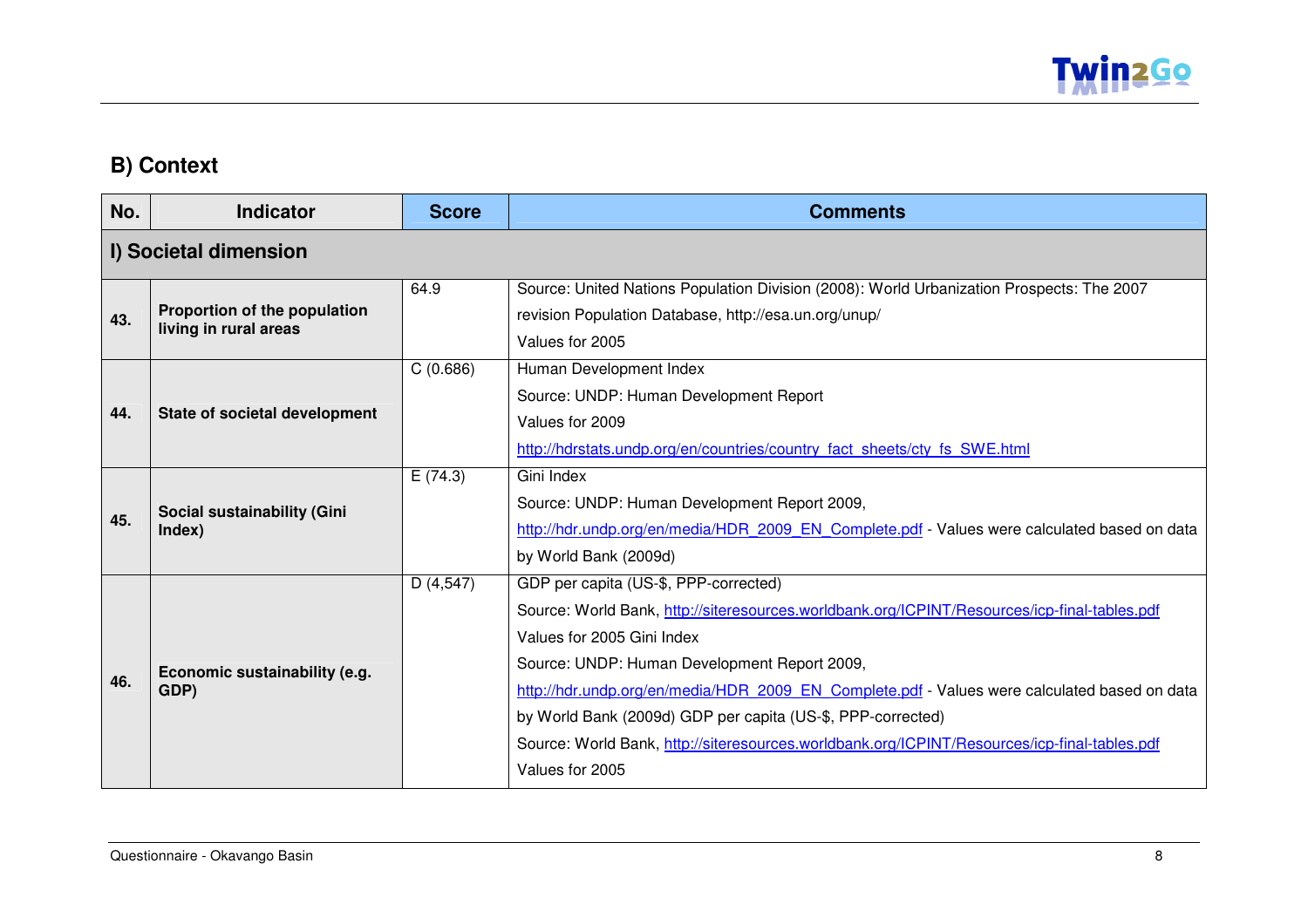## B) Context

| No. | Indicator | Score | Comments |
|---|---|---|---|
| **I) Societal dimension** | | | |
| **43.** | **Proportion of the population living in rural areas** | 64.9 | Source: United Nations Population Division (2008): World Urbanization Prospects: The 2007 revision Population Database, http://esa.un.org/unup/ Values for 2005 |
| **44.** | **State of societal development** | C (0.686) | Human Development Index Source: UNDP: Human Development Report Values for 2009 http://hdrstats.undp.org/en/countries/country_fact_sheets/cty_fs_SWE.html |
| **45.** | **Social sustainability (Gini Index)** | E (74.3) | Gini Index Source: UNDP: Human Development Report 2009, http://hdr.undp.org/en/media/HDR_2009_EN_Complete.pdf - Values were calculated based on data by World Bank (2009d) |
| **46.** | **Economic sustainability (e.g. GDP)** | D (4,547) | GDP per capita (US-$, PPP-corrected) Source: World Bank, http://siteresources.worldbank.org/ICPINT/Resources/icp-final-tables.pdf Values for 2005 Gini Index Source: UNDP: Human Development Report 2009, http://hdr.undp.org/en/media/HDR_2009_EN_Complete.pdf - Values were calculated based on data by World Bank (2009d) GDP per capita (US-$, PPP-corrected) Source: World Bank, http://siteresources.worldbank.org/ICPINT/Resources/icp-final-tables.pdf Values for 2005 |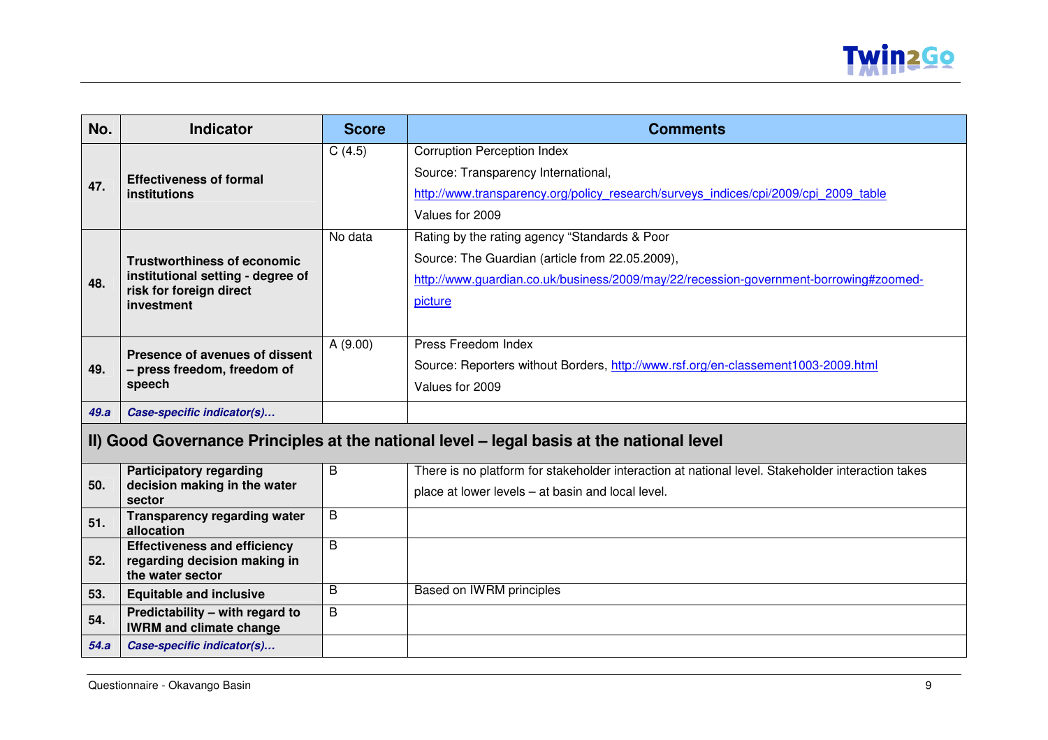| No. | Indicator | Score | Comments |
|---|---|---|---|
| 47. | **Effectiveness of formal institutions** | C (4.5) | Corruption Perception Index<br>Source: Transparency International,<br>http://www.transparency.org/policy_research/surveys_indices/cpi/2009/cpi_2009_table<br>Values for 2009 |
| 48. | **Trustworthiness of economic institutional setting - degree of risk for foreign direct investment** | No data | Rating by the rating agency "Standards & Poor<br>Source: The Guardian (article from 22.05.2009),<br>http://www.guardian.co.uk/business/2009/may/22/recession-government-borrowing#zoomed-picture |
| 49. | **Presence of avenues of dissent – press freedom, freedom of speech** | A (9.00) | Press Freedom Index<br>Source: Reporters without Borders, http://www.rsf.org/en-classement1003-2009.html<br>Values for 2009 |
| *49.a* | ***Case-specific indicator(s)…*** | | |
| **II) Good Governance Principles at the national level – legal basis at the national level** | | | |
| 50. | **Participatory regarding decision making in the water sector** | B | There is no platform for stakeholder interaction at national level. Stakeholder interaction takes place at lower levels – at basin and local level. |
| 51. | **Transparency regarding water allocation** | B | |
| 52. | **Effectiveness and efficiency regarding decision making in the water sector** | B | |
| 53. | **Equitable and inclusive** | B | Based on IWRM principles |
| 54. | **Predictability – with regard to IWRM and climate change** | B | |
| *54.a* | ***Case-specific indicator(s)…*** | | |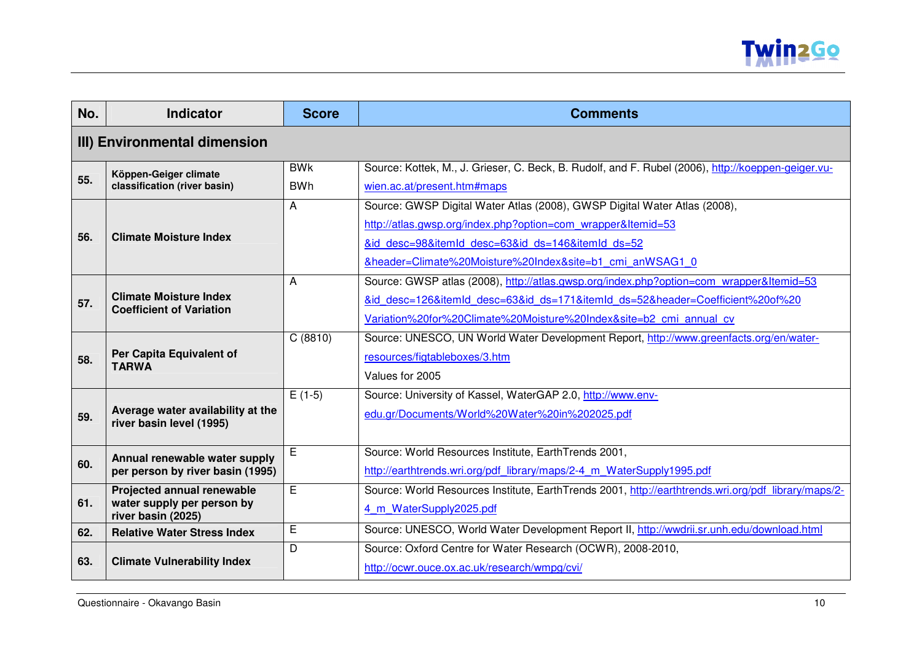| No. | Indicator | Score | Comments |
|---|---|---|---|
| **III) Environmental dimension** | | | |
| 55. | Köppen-Geiger climate classification (river basin) | BWk<br>BWh | Source: Kottek, M., J. Grieser, C. Beck, B. Rudolf, and F. Rubel (2006), http://koeppen-geiger.vu-wien.ac.at/present.htm#maps |
| 56. | Climate Moisture Index | A | Source: GWSP Digital Water Atlas (2008), GWSP Digital Water Atlas (2008), http://atlas.gwsp.org/index.php?option=com_wrapper&Itemid=53&id_desc=98&itemId_desc=63&id_ds=146&itemId_ds=52&header=Climate%20Moisture%20Index&site=b1_cmi_anWSAG1_0 |
| 57. | Climate Moisture Index Coefficient of Variation | A | Source: GWSP atlas (2008), http://atlas.gwsp.org/index.php?option=com_wrapper&Itemid=53&id_desc=126&itemId_desc=63&id_ds=171&itemId_ds=52&header=Coefficient%20of%20Variation%20for%20Climate%20Moisture%20Index&site=b2_cmi_annual_cv |
| 58. | Per Capita Equivalent of TARWA | C (8810) | Source: UNESCO, UN World Water Development Report, http://www.greenfacts.org/en/water-resources/figtableboxes/3.htm<br>Values for 2005 |
| 59. | Average water availability at the river basin level (1995) | E (1-5) | Source: University of Kassel, WaterGAP 2.0, http://www.env-edu.gr/Documents/World%20Water%20in%202025.pdf |
| 60. | Annual renewable water supply per person by river basin (1995) | E | Source: World Resources Institute, EarthTrends 2001, http://earthtrends.wri.org/pdf_library/maps/2-4_m_WaterSupply1995.pdf |
| 61. | Projected annual renewable water supply per person by river basin (2025) | E | Source: World Resources Institute, EarthTrends 2001, http://earthtrends.wri.org/pdf_library/maps/2-4_m_WaterSupply2025.pdf |
| 62. | Relative Water Stress Index | E | Source: UNESCO, World Water Development Report II, http://wwdrii.sr.unh.edu/download.html |
| 63. | Climate Vulnerability Index | D | Source: Oxford Centre for Water Research (OCWR), 2008-2010, http://ocwr.ouce.ox.ac.uk/research/wmpg/cvi/ |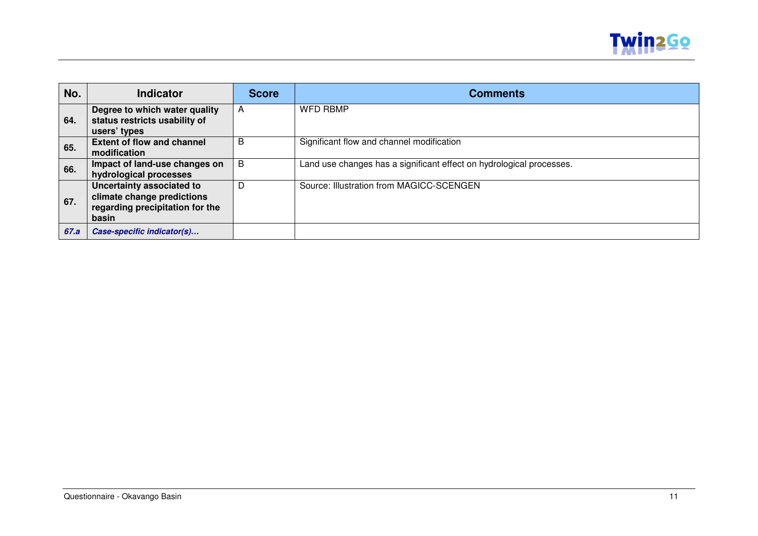| No. | Indicator | Score | Comments |
|---|---|---|---|
| **64.** | **Degree to which water quality status restricts usability of users' types** | A | WFD RBMP |
| **65.** | **Extent of flow and channel modification** | B | Significant flow and channel modification |
| **66.** | **Impact of land-use changes on hydrological processes** | B | Land use changes has a significant effect on hydrological processes. |
| **67.** | **Uncertainty associated to climate change predictions regarding precipitation for the basin** | D | Source: Illustration from MAGICC-SCENGEN |
| ***67.a*** | ***Case-specific indicator(s)…*** | | |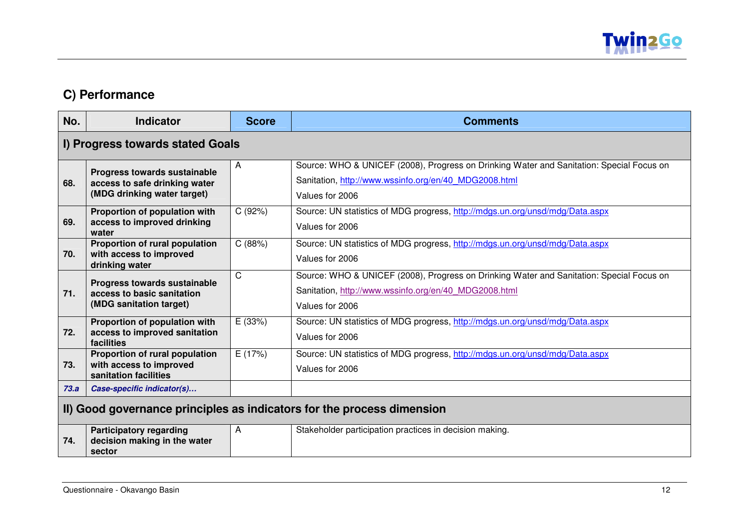## C) Performance

| No. | Indicator | Score | Comments |
|---|---|---|---|
| **I) Progress towards stated Goals** | | | |
| 68. | **Progress towards sustainable access to safe drinking water (MDG drinking water target)** | A | Source: WHO & UNICEF (2008), Progress on Drinking Water and Sanitation: Special Focus on Sanitation, http://www.wssinfo.org/en/40_MDG2008.html<br>Values for 2006 |
| 69. | **Proportion of population with access to improved drinking water** | C (92%) | Source: UN statistics of MDG progress, http://mdgs.un.org/unsd/mdg/Data.aspx<br>Values for 2006 |
| 70. | **Proportion of rural population with access to improved drinking water** | C (88%) | Source: UN statistics of MDG progress, http://mdgs.un.org/unsd/mdg/Data.aspx<br>Values for 2006 |
| 71. | **Progress towards sustainable access to basic sanitation (MDG sanitation target)** | C | Source: WHO & UNICEF (2008), Progress on Drinking Water and Sanitation: Special Focus on Sanitation, http://www.wssinfo.org/en/40_MDG2008.html<br>Values for 2006 |
| 72. | **Proportion of population with access to improved sanitation facilities** | E (33%) | Source: UN statistics of MDG progress, http://mdgs.un.org/unsd/mdg/Data.aspx<br>Values for 2006 |
| 73. | **Proportion of rural population with access to improved sanitation facilities** | E (17%) | Source: UN statistics of MDG progress, http://mdgs.un.org/unsd/mdg/Data.aspx<br>Values for 2006 |
| *73.a* | ***Case-specific indicator(s)…*** | | |
| **II) Good governance principles as indicators for the process dimension** | | | |
| 74. | **Participatory regarding decision making in the water sector** | A | Stakeholder participation practices in decision making. |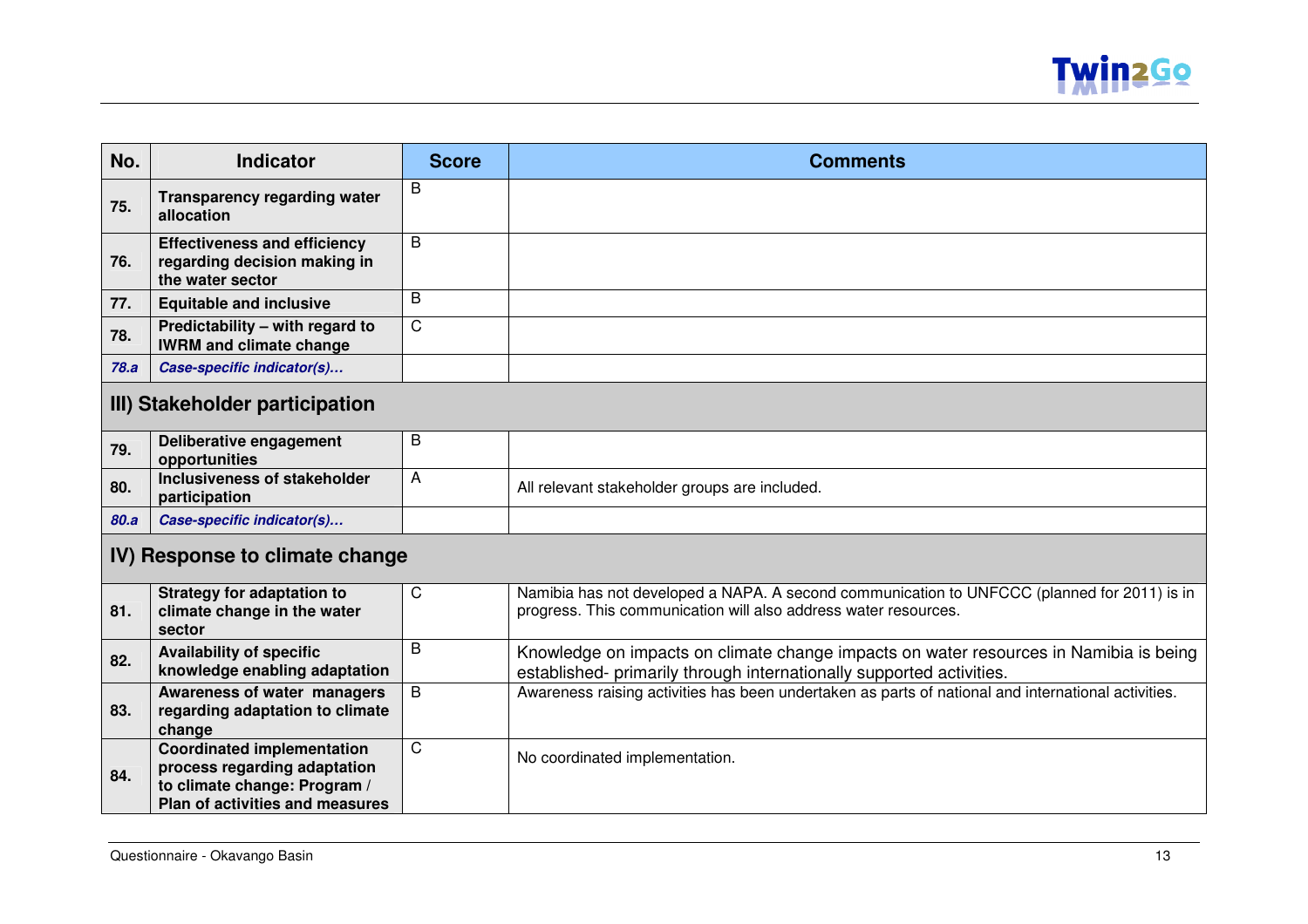| No. | Indicator | Score | Comments |
|---|---|---|---|
| 75. | **Transparency regarding water allocation** | B | |
| 76. | **Effectiveness and efficiency regarding decision making in the water sector** | B | |
| 77. | **Equitable and inclusive** | B | |
| 78. | **Predictability – with regard to IWRM and climate change** | C | |
| *78.a* | ***Case-specific indicator(s)…*** | | |
| **III) Stakeholder participation** | | | |
| 79. | **Deliberative engagement opportunities** | B | |
| 80. | **Inclusiveness of stakeholder participation** | A | All relevant stakeholder groups are included. |
| *80.a* | ***Case-specific indicator(s)…*** | | |
| **IV) Response to climate change** | | | |
| 81. | **Strategy for adaptation to climate change in the water sector** | C | Namibia has not developed a NAPA. A second communication to UNFCCC (planned for 2011) is in progress. This communication will also address water resources. |
| 82. | **Availability of specific knowledge enabling adaptation** | B | Knowledge on impacts on climate change impacts on water resources in Namibia is being established- primarily through internationally supported activities. |
| 83. | **Awareness of water managers regarding adaptation to climate change** | B | Awareness raising activities has been undertaken as parts of national and international activities. |
| 84. | **Coordinated implementation process regarding adaptation to climate change: Program / Plan of activities and measures** | C | No coordinated implementation. |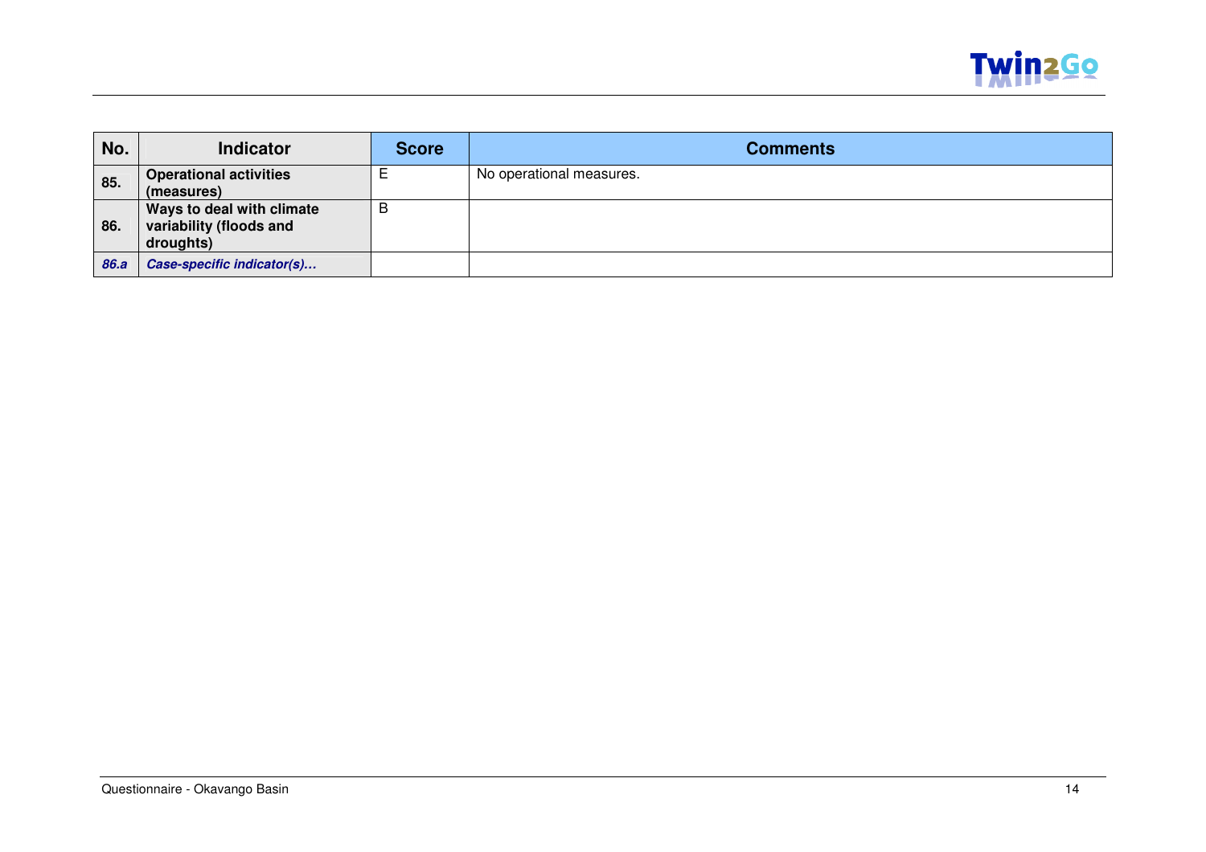| No. | Indicator | Score | Comments |
|---|---|---|---|
| 85. | **Operational activities (measures)** | E | No operational measures. |
| 86. | **Ways to deal with climate variability (floods and droughts)** | B | |
| ***86.a*** | ***Case-specific indicator(s)…*** | | |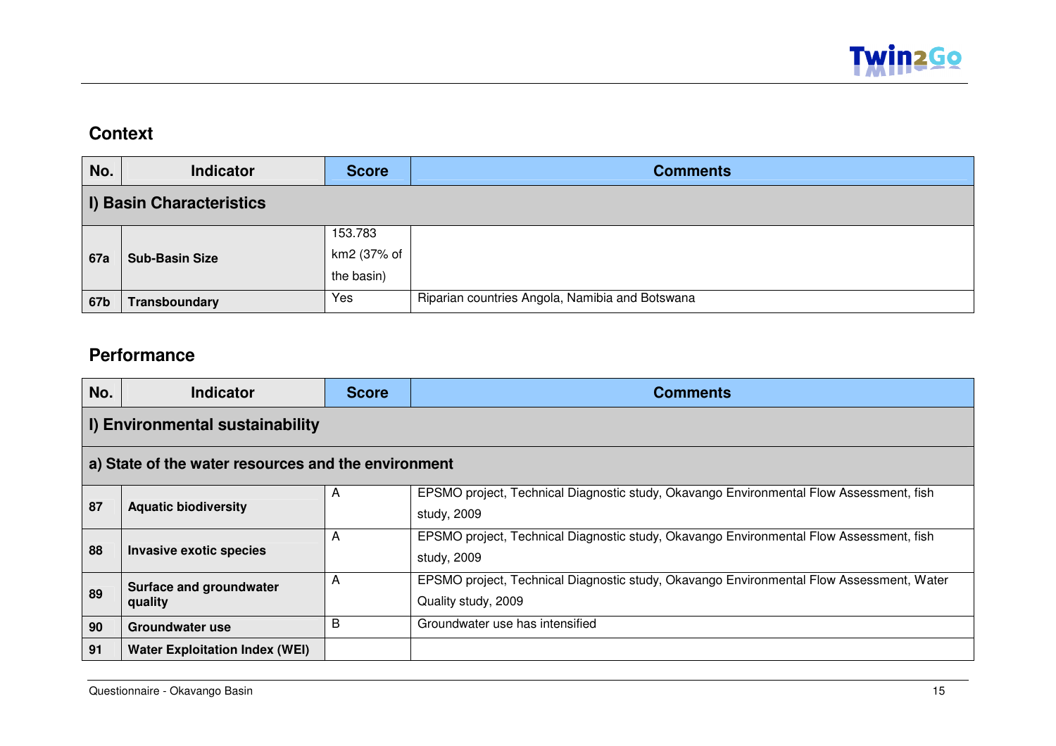## Context

| No. | Indicator | Score | Comments |
|---|---|---|---|
| **I) Basin Characteristics** | | | |
| 67a | **Sub-Basin Size** | 153.783 km2 (37% of the basin) | |
| 67b | **Transboundary** | Yes | Riparian countries Angola, Namibia and Botswana |

## Performance

| No. | Indicator | Score | Comments |
|---|---|---|---|
| **I) Environmental sustainability** | | | |
| **a) State of the water resources and the environment** | | | |
| 87 | **Aquatic biodiversity** | A | EPSMO project, Technical Diagnostic study, Okavango Environmental Flow Assessment, fish study, 2009 |
| 88 | **Invasive exotic species** | A | EPSMO project, Technical Diagnostic study, Okavango Environmental Flow Assessment, fish study, 2009 |
| 89 | **Surface and groundwater quality** | A | EPSMO project, Technical Diagnostic study, Okavango Environmental Flow Assessment, Water Quality study, 2009 |
| 90 | **Groundwater use** | B | Groundwater use has intensified |
| 91 | **Water Exploitation Index (WEI)** | | |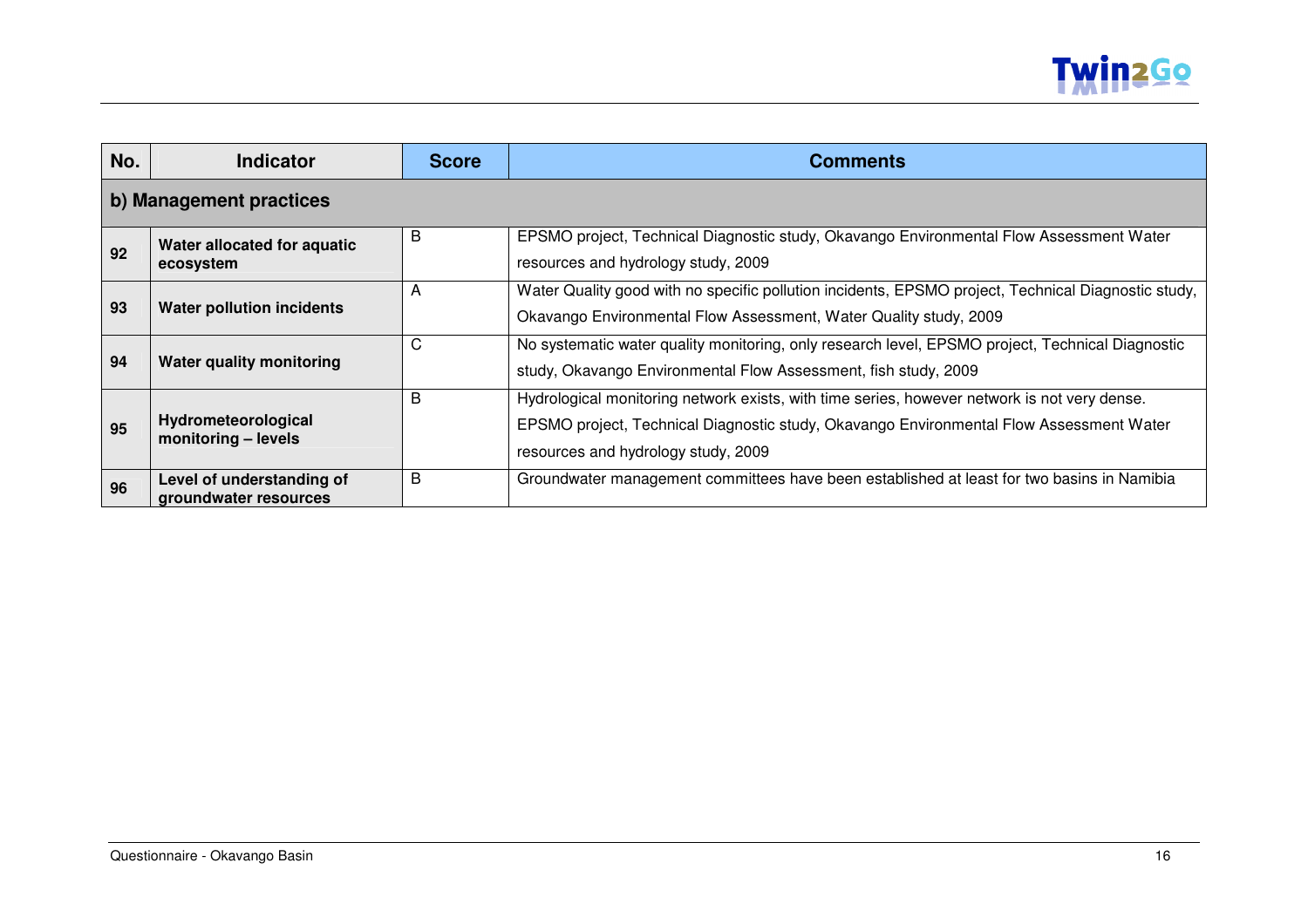| No. | Indicator | Score | Comments |
|---|---|---|---|
| **b) Management practices** | | | |
| 92 | **Water allocated for aquatic ecosystem** | B | EPSMO project, Technical Diagnostic study, Okavango Environmental Flow Assessment Water resources and hydrology study, 2009 |
| 93 | **Water pollution incidents** | A | Water Quality good with no specific pollution incidents, EPSMO project, Technical Diagnostic study, Okavango Environmental Flow Assessment, Water Quality study, 2009 |
| 94 | **Water quality monitoring** | C | No systematic water quality monitoring, only research level, EPSMO project, Technical Diagnostic study, Okavango Environmental Flow Assessment, fish study, 2009 |
| 95 | **Hydrometeorological monitoring – levels** | B | Hydrological monitoring network exists, with time series, however network is not very dense. EPSMO project, Technical Diagnostic study, Okavango Environmental Flow Assessment Water resources and hydrology study, 2009 |
| 96 | **Level of understanding of groundwater resources** | B | Groundwater management committees have been established at least for two basins in Namibia |